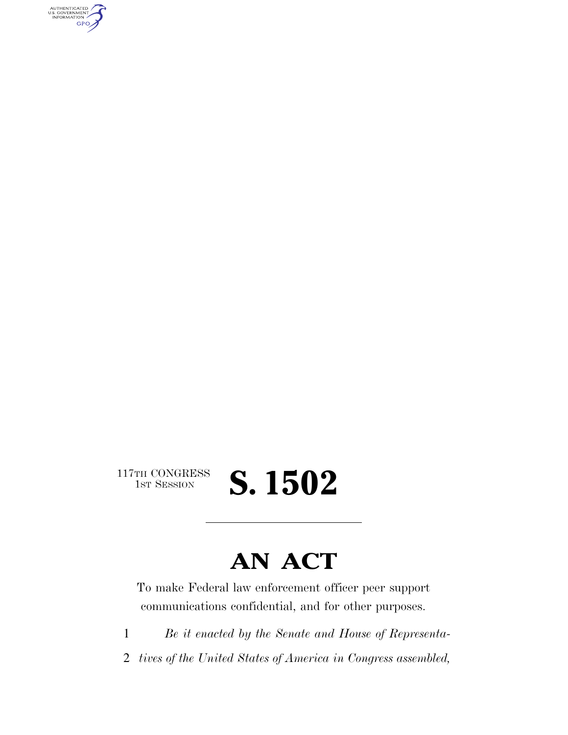117TH CONGRESS
1ST SESSION

# S. 1502

## AN ACT

To make Federal law enforcement officer peer support communications confidential, and for other purposes.

1 *Be it enacted by the Senate and House of Representa-*
2 *tives of the United States of America in Congress assembled,*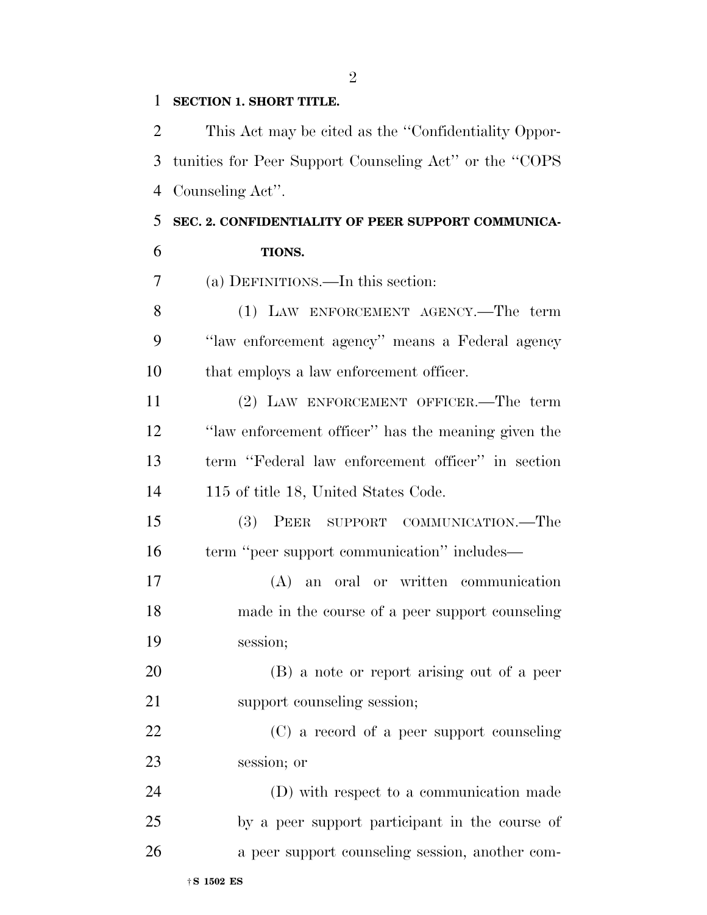**SECTION 1. SHORT TITLE.**

This Act may be cited as the ''Confidentiality Opportunities for Peer Support Counseling Act'' or the ''COPS Counseling Act''.

**SEC. 2. CONFIDENTIALITY OF PEER SUPPORT COMMUNICATIONS.**

(a) DEFINITIONS.—In this section:

(1) LAW ENFORCEMENT AGENCY.—The term ''law enforcement agency'' means a Federal agency that employs a law enforcement officer.

(2) LAW ENFORCEMENT OFFICER.—The term ''law enforcement officer'' has the meaning given the term ''Federal law enforcement officer'' in section 115 of title 18, United States Code.

(3) PEER SUPPORT COMMUNICATION.—The term ''peer support communication'' includes—

(A) an oral or written communication made in the course of a peer support counseling session;

(B) a note or report arising out of a peer support counseling session;

(C) a record of a peer support counseling session; or

(D) with respect to a communication made by a peer support participant in the course of a peer support counseling session, another com-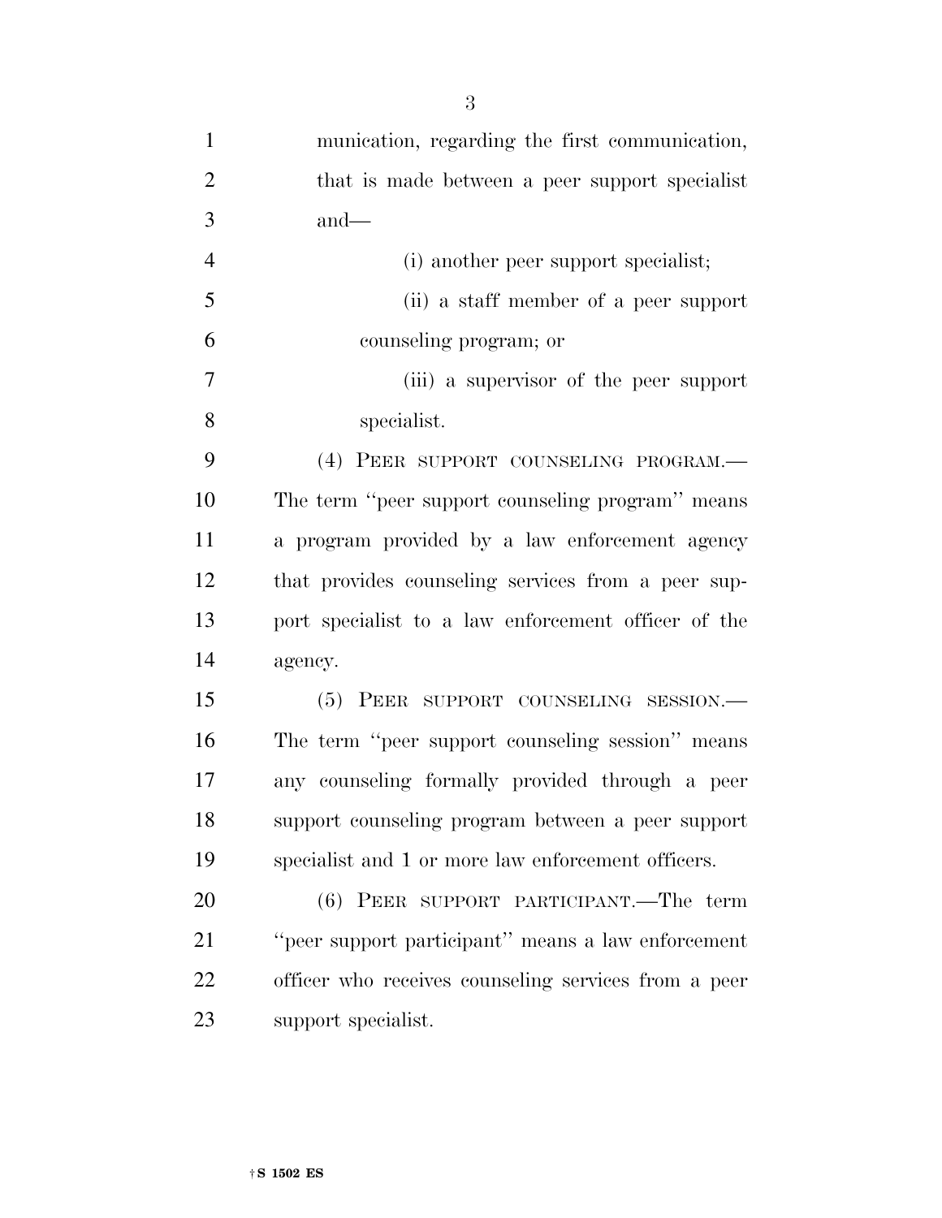munication, regarding the first communication, that is made between a peer support specialist and—

(i) another peer support specialist;

(ii) a staff member of a peer support counseling program; or

(iii) a supervisor of the peer support specialist.

(4) PEER SUPPORT COUNSELING PROGRAM.—The term ''peer support counseling program'' means a program provided by a law enforcement agency that provides counseling services from a peer support specialist to a law enforcement officer of the agency.

(5) PEER SUPPORT COUNSELING SESSION.—The term ''peer support counseling session'' means any counseling formally provided through a peer support counseling program between a peer support specialist and 1 or more law enforcement officers.

(6) PEER SUPPORT PARTICIPANT.—The term ''peer support participant'' means a law enforcement officer who receives counseling services from a peer support specialist.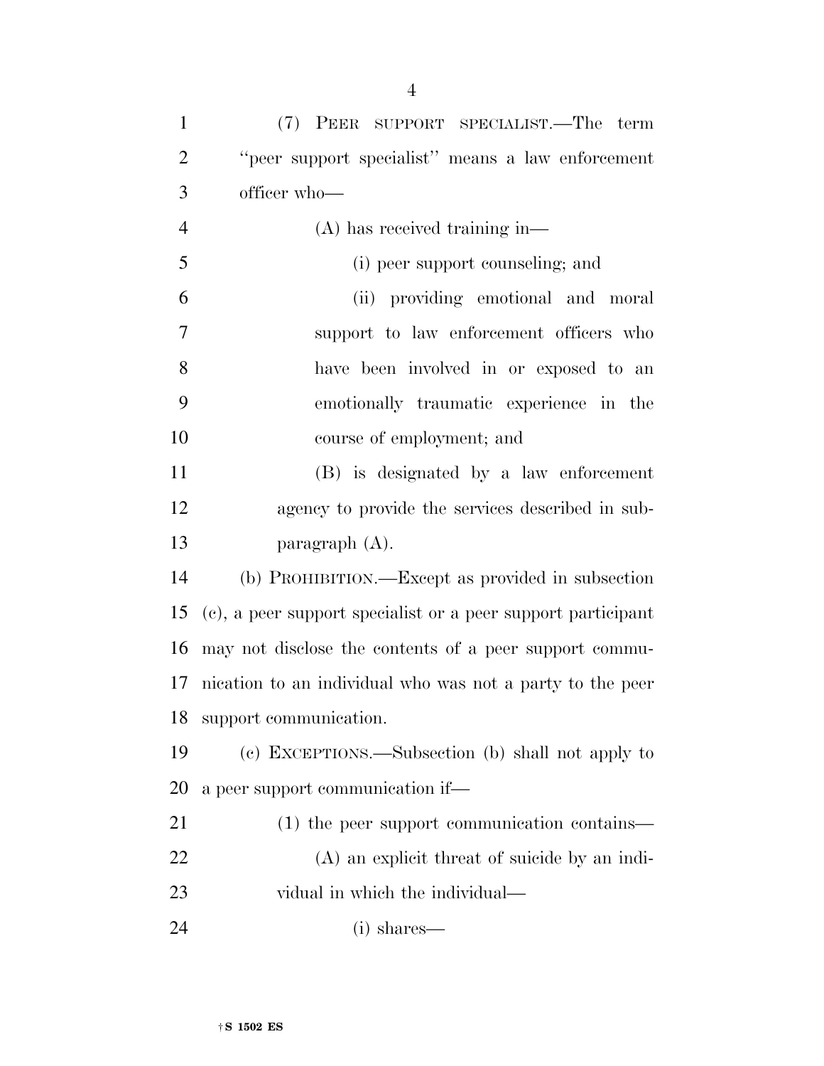(7) PEER SUPPORT SPECIALIST.—The term "peer support specialist" means a law enforcement officer who—

(A) has received training in—

(i) peer support counseling; and

(ii) providing emotional and moral support to law enforcement officers who have been involved in or exposed to an emotionally traumatic experience in the course of employment; and

(B) is designated by a law enforcement agency to provide the services described in subparagraph (A).

(b) PROHIBITION.—Except as provided in subsection (c), a peer support specialist or a peer support participant may not disclose the contents of a peer support communication to an individual who was not a party to the peer support communication.

(c) EXCEPTIONS.—Subsection (b) shall not apply to a peer support communication if—

(1) the peer support communication contains—

(A) an explicit threat of suicide by an individual in which the individual—

(i) shares—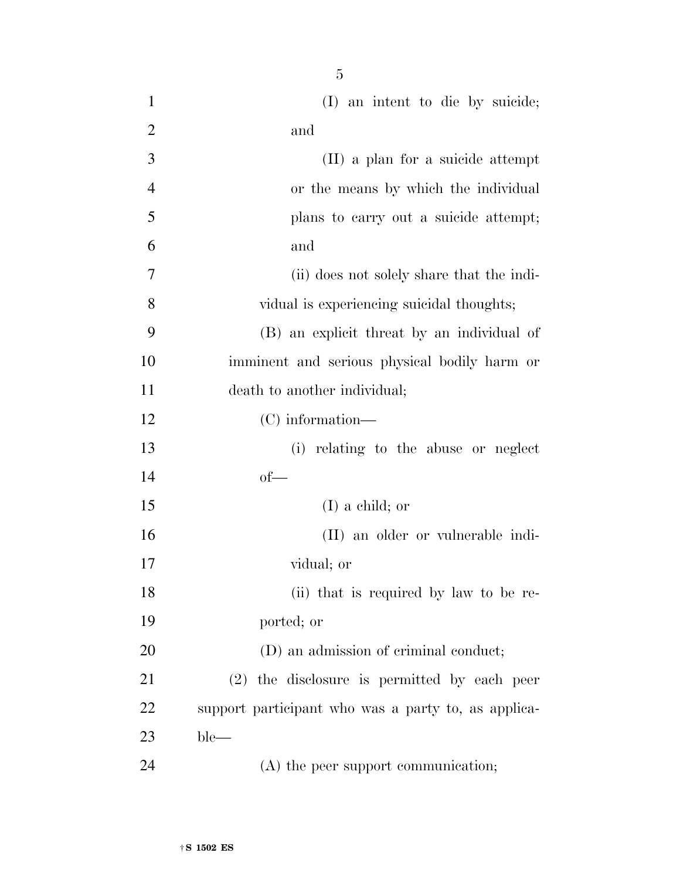(I) an intent to die by suicide; and

(II) a plan for a suicide attempt or the means by which the individual plans to carry out a suicide attempt; and

(ii) does not solely share that the individual is experiencing suicidal thoughts;

(B) an explicit threat by an individual of imminent and serious physical bodily harm or death to another individual;

(C) information—

(i) relating to the abuse or neglect of—

(I) a child; or

(II) an older or vulnerable individual; or

(ii) that is required by law to be reported; or

(D) an admission of criminal conduct;

(2) the disclosure is permitted by each peer support participant who was a party to, as applicable—

(A) the peer support communication;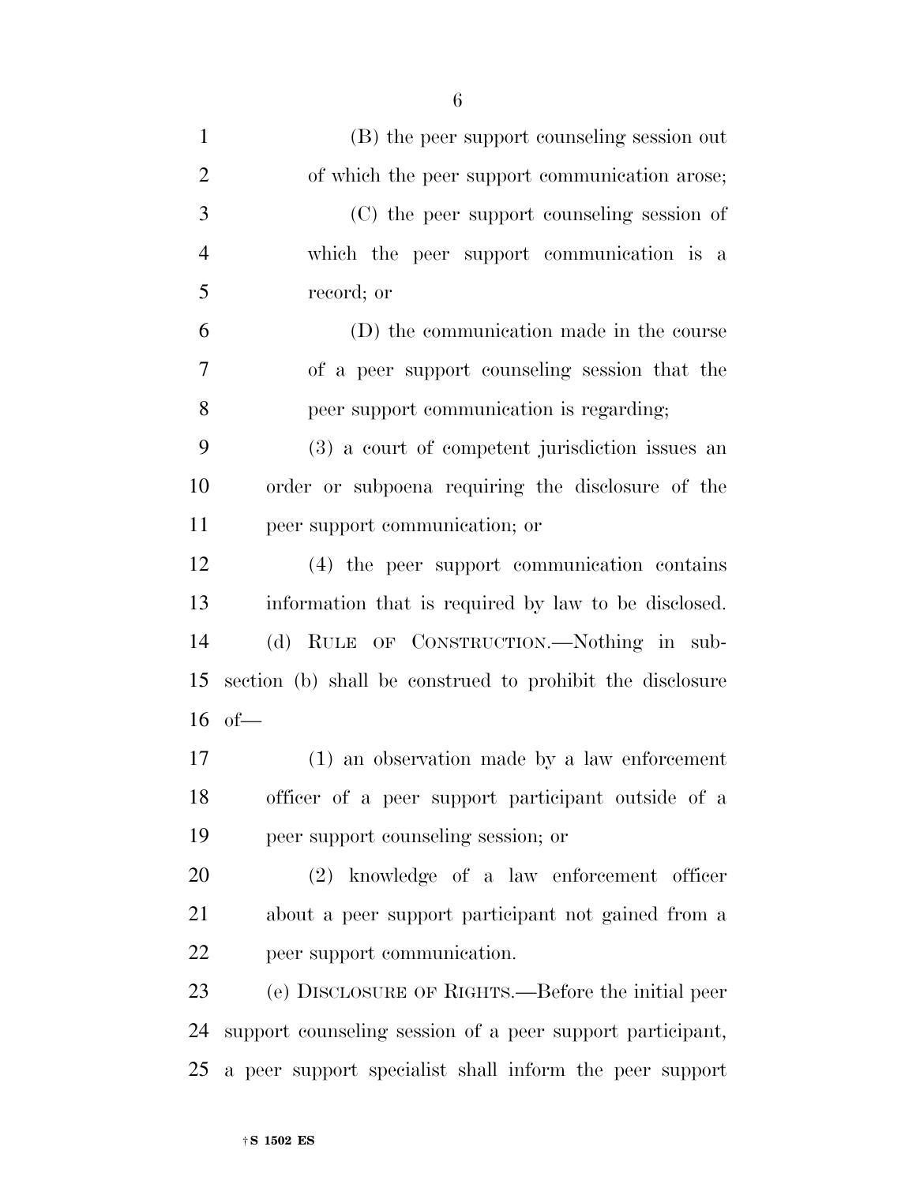(B) the peer support counseling session out of which the peer support communication arose;

(C) the peer support counseling session of which the peer support communication is a record; or

(D) the communication made in the course of a peer support counseling session that the peer support communication is regarding;

(3) a court of competent jurisdiction issues an order or subpoena requiring the disclosure of the peer support communication; or

(4) the peer support communication contains information that is required by law to be disclosed.

(d) RULE OF CONSTRUCTION.—Nothing in subsection (b) shall be construed to prohibit the disclosure of—

(1) an observation made by a law enforcement officer of a peer support participant outside of a peer support counseling session; or

(2) knowledge of a law enforcement officer about a peer support participant not gained from a peer support communication.

(e) DISCLOSURE OF RIGHTS.—Before the initial peer support counseling session of a peer support participant, a peer support specialist shall inform the peer support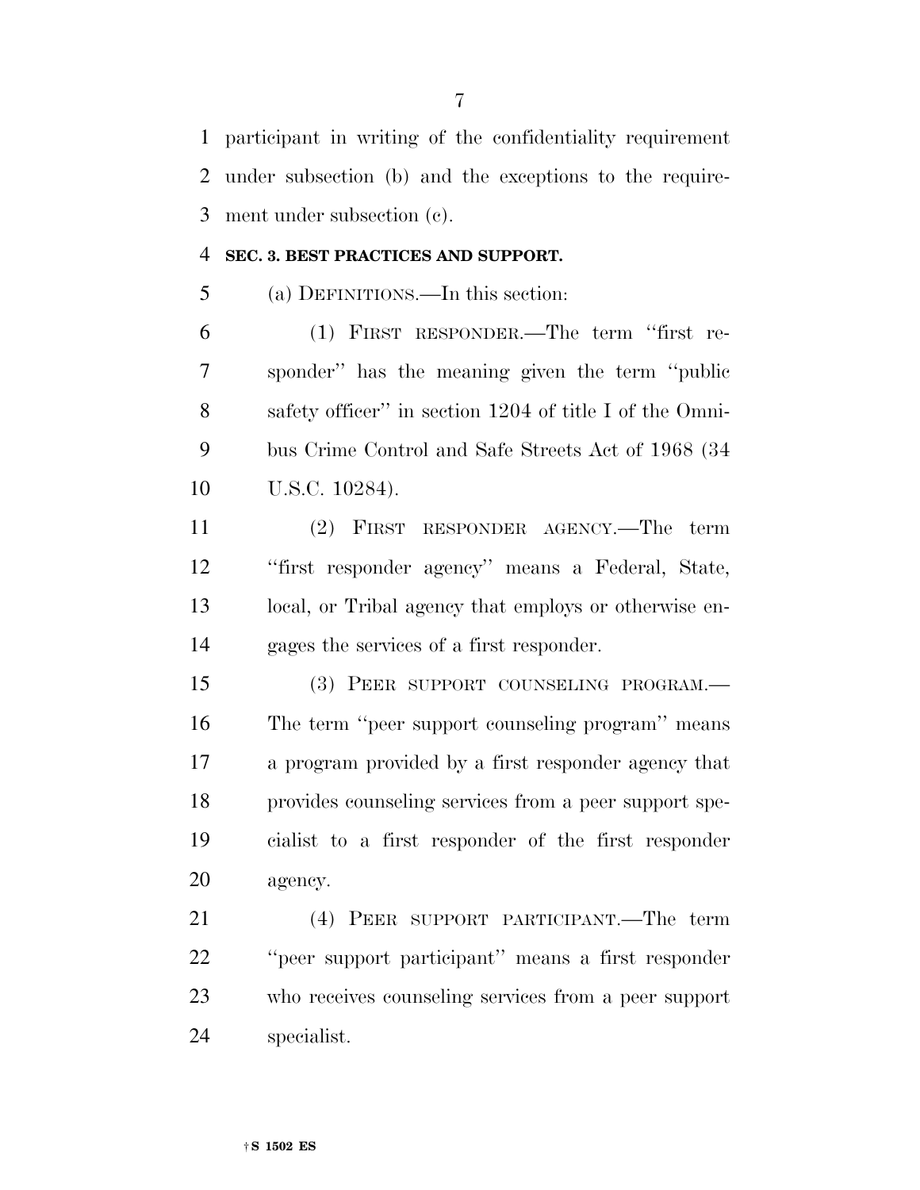participant in writing of the confidentiality requirement under subsection (b) and the exceptions to the requirement under subsection (c).

**SEC. 3. BEST PRACTICES AND SUPPORT.**

(a) DEFINITIONS.—In this section:

(1) FIRST RESPONDER.—The term ''first responder'' has the meaning given the term ''public safety officer'' in section 1204 of title I of the Omnibus Crime Control and Safe Streets Act of 1968 (34 U.S.C. 10284).

(2) FIRST RESPONDER AGENCY.—The term ''first responder agency'' means a Federal, State, local, or Tribal agency that employs or otherwise engages the services of a first responder.

(3) PEER SUPPORT COUNSELING PROGRAM.—The term ''peer support counseling program'' means a program provided by a first responder agency that provides counseling services from a peer support specialist to a first responder of the first responder agency.

(4) PEER SUPPORT PARTICIPANT.—The term ''peer support participant'' means a first responder who receives counseling services from a peer support specialist.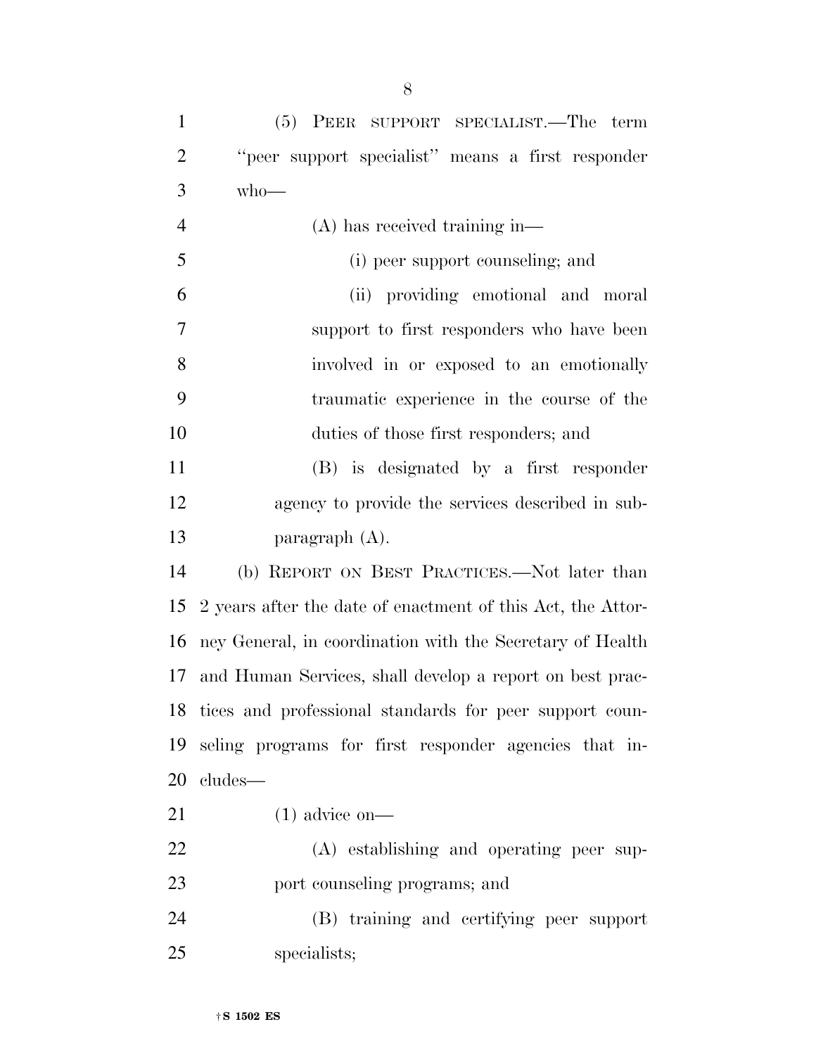(5) PEER SUPPORT SPECIALIST.—The term "peer support specialist" means a first responder who—

(A) has received training in—

(i) peer support counseling; and

(ii) providing emotional and moral support to first responders who have been involved in or exposed to an emotionally traumatic experience in the course of the duties of those first responders; and

(B) is designated by a first responder agency to provide the services described in subparagraph (A).

(b) REPORT ON BEST PRACTICES.—Not later than 2 years after the date of enactment of this Act, the Attorney General, in coordination with the Secretary of Health and Human Services, shall develop a report on best practices and professional standards for peer support counseling programs for first responder agencies that includes—

(1) advice on—

(A) establishing and operating peer support counseling programs; and

(B) training and certifying peer support specialists;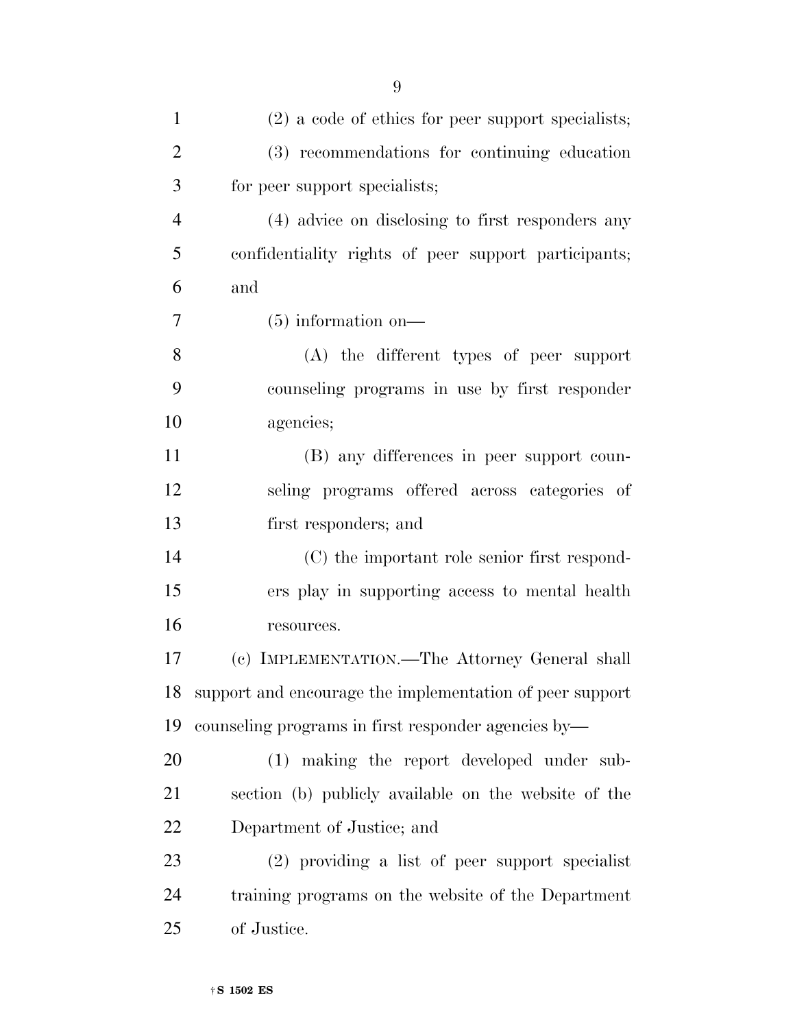(2) a code of ethics for peer support specialists;

(3) recommendations for continuing education for peer support specialists;

(4) advice on disclosing to first responders any confidentiality rights of peer support participants; and

(5) information on—

(A) the different types of peer support counseling programs in use by first responder agencies;

(B) any differences in peer support counseling programs offered across categories of first responders; and

(C) the important role senior first responders play in supporting access to mental health resources.

(c) IMPLEMENTATION.—The Attorney General shall support and encourage the implementation of peer support counseling programs in first responder agencies by—

(1) making the report developed under subsection (b) publicly available on the website of the Department of Justice; and

(2) providing a list of peer support specialist training programs on the website of the Department of Justice.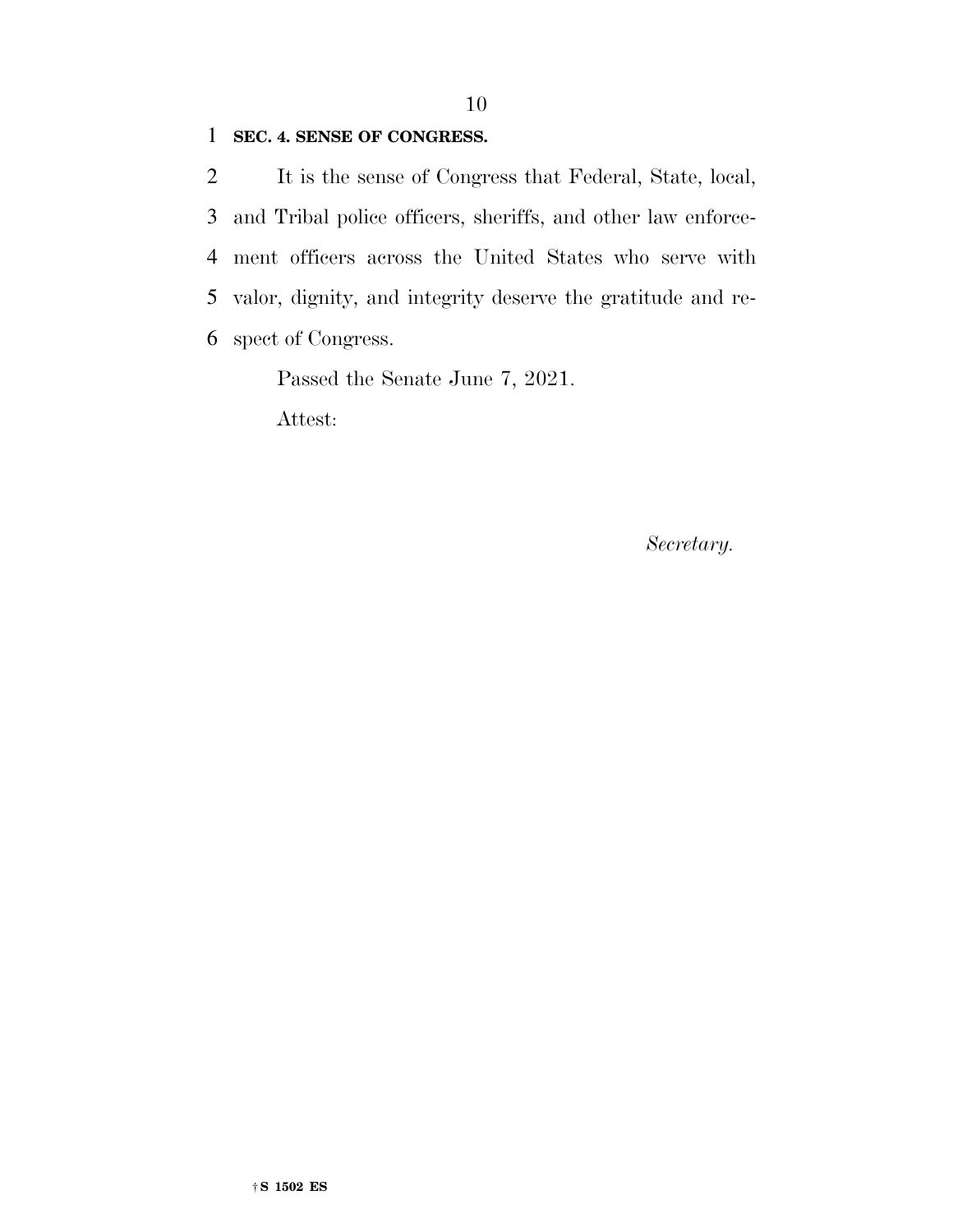**SEC. 4. SENSE OF CONGRESS.**

It is the sense of Congress that Federal, State, local, and Tribal police officers, sheriffs, and other law enforcement officers across the United States who serve with valor, dignity, and integrity deserve the gratitude and respect of Congress.

Passed the Senate June 7, 2021.

Attest:

*Secretary.*

†S 1502 ES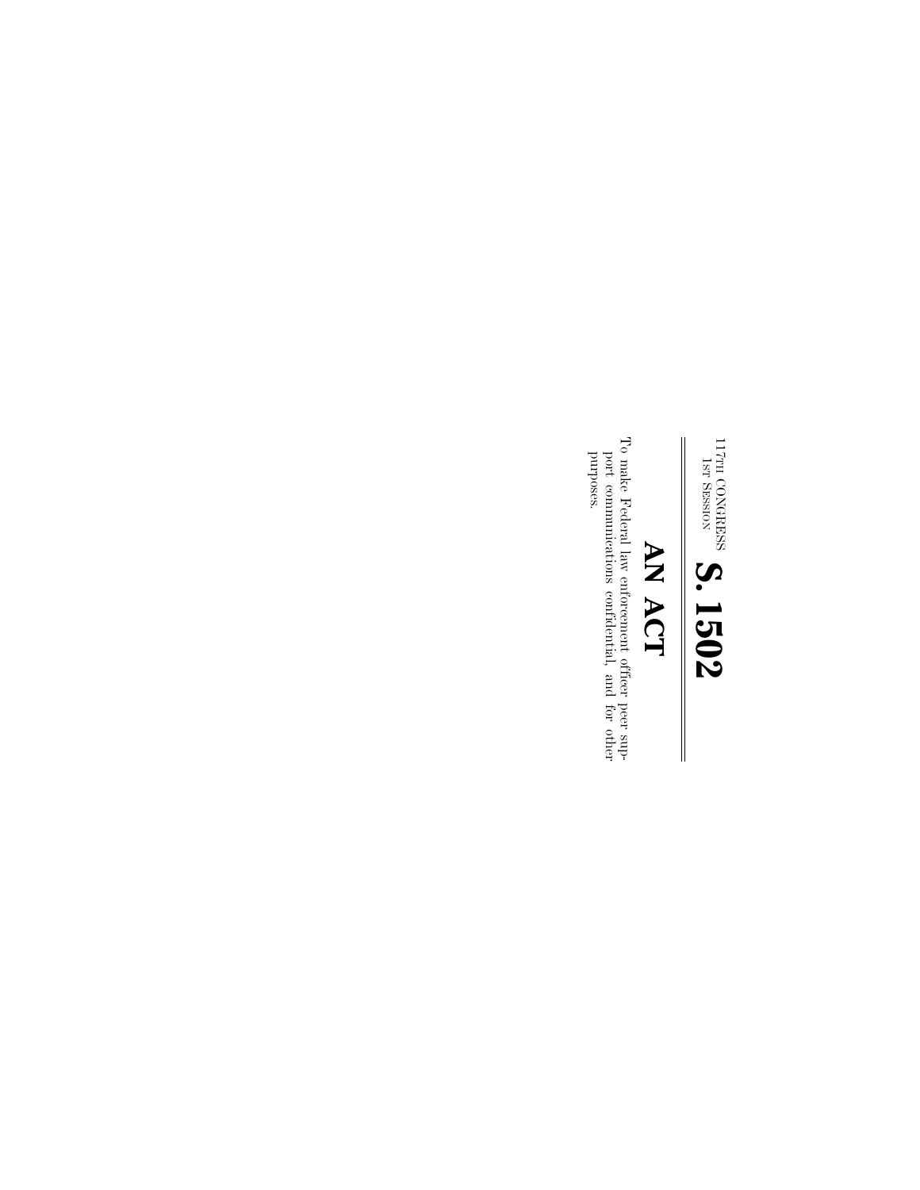117TH CONGRESS
1ST SESSION

# S. 1502

# AN ACT

To make Federal law enforcement officer peer support communications confidential, and for other purposes.